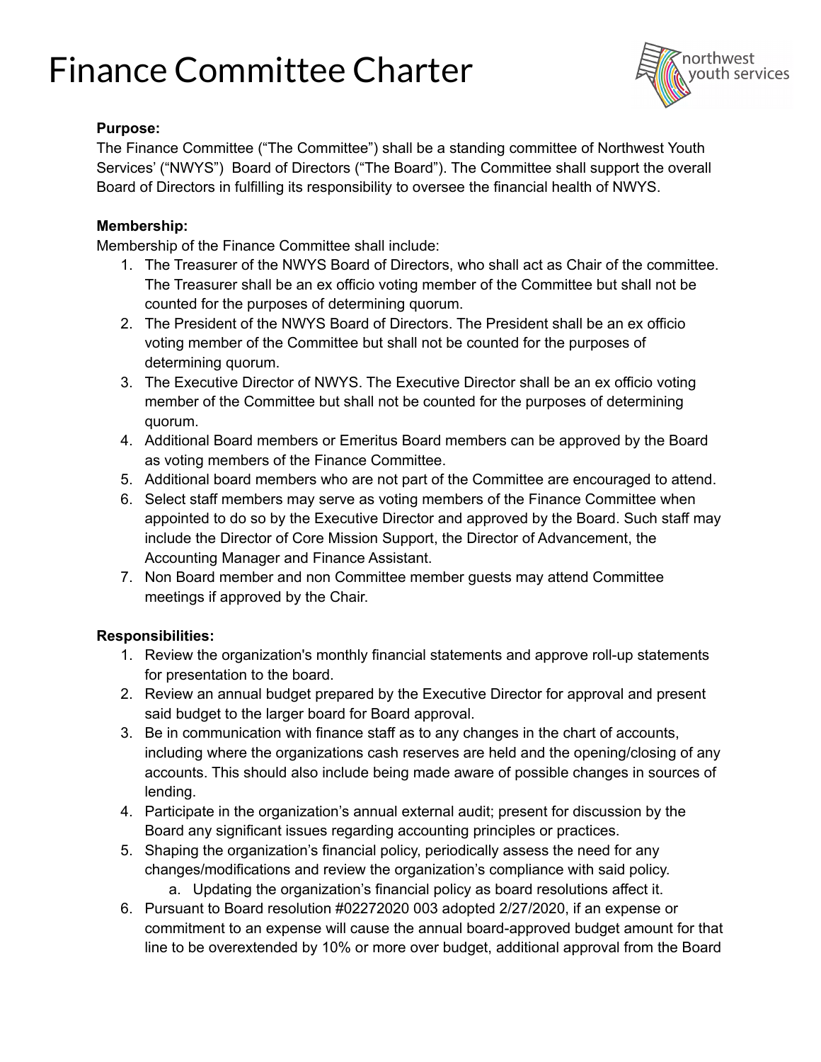# Finance Committee Charter

**Purpose:**
The Finance Committee ("The Committee") shall be a standing committee of Northwest Youth Services' ("NWYS") Board of Directors ("The Board"). The Committee shall support the overall Board of Directors in fulfilling its responsibility to oversee the financial health of NWYS.

**Membership:**
Membership of the Finance Committee shall include:

1. The Treasurer of the NWYS Board of Directors, who shall act as Chair of the committee. The Treasurer shall be an ex officio voting member of the Committee but shall not be counted for the purposes of determining quorum.
2. The President of the NWYS Board of Directors. The President shall be an ex officio voting member of the Committee but shall not be counted for the purposes of determining quorum.
3. The Executive Director of NWYS. The Executive Director shall be an ex officio voting member of the Committee but shall not be counted for the purposes of determining quorum.
4. Additional Board members or Emeritus Board members can be approved by the Board as voting members of the Finance Committee.
5. Additional board members who are not part of the Committee are encouraged to attend.
6. Select staff members may serve as voting members of the Finance Committee when appointed to do so by the Executive Director and approved by the Board. Such staff may include the Director of Core Mission Support, the Director of Advancement, the Accounting Manager and Finance Assistant.
7. Non Board member and non Committee member guests may attend Committee meetings if approved by the Chair.

**Responsibilities:**

1. Review the organization's monthly financial statements and approve roll-up statements for presentation to the board.
2. Review an annual budget prepared by the Executive Director for approval and present said budget to the larger board for Board approval.
3. Be in communication with finance staff as to any changes in the chart of accounts, including where the organizations cash reserves are held and the opening/closing of any accounts. This should also include being made aware of possible changes in sources of lending.
4. Participate in the organization's annual external audit; present for discussion by the Board any significant issues regarding accounting principles or practices.
5. Shaping the organization's financial policy, periodically assess the need for any changes/modifications and review the organization's compliance with said policy.
   a. Updating the organization's financial policy as board resolutions affect it.
6. Pursuant to Board resolution #02272020 003 adopted 2/27/2020, if an expense or commitment to an expense will cause the annual board-approved budget amount for that line to be overextended by 10% or more over budget, additional approval from the Board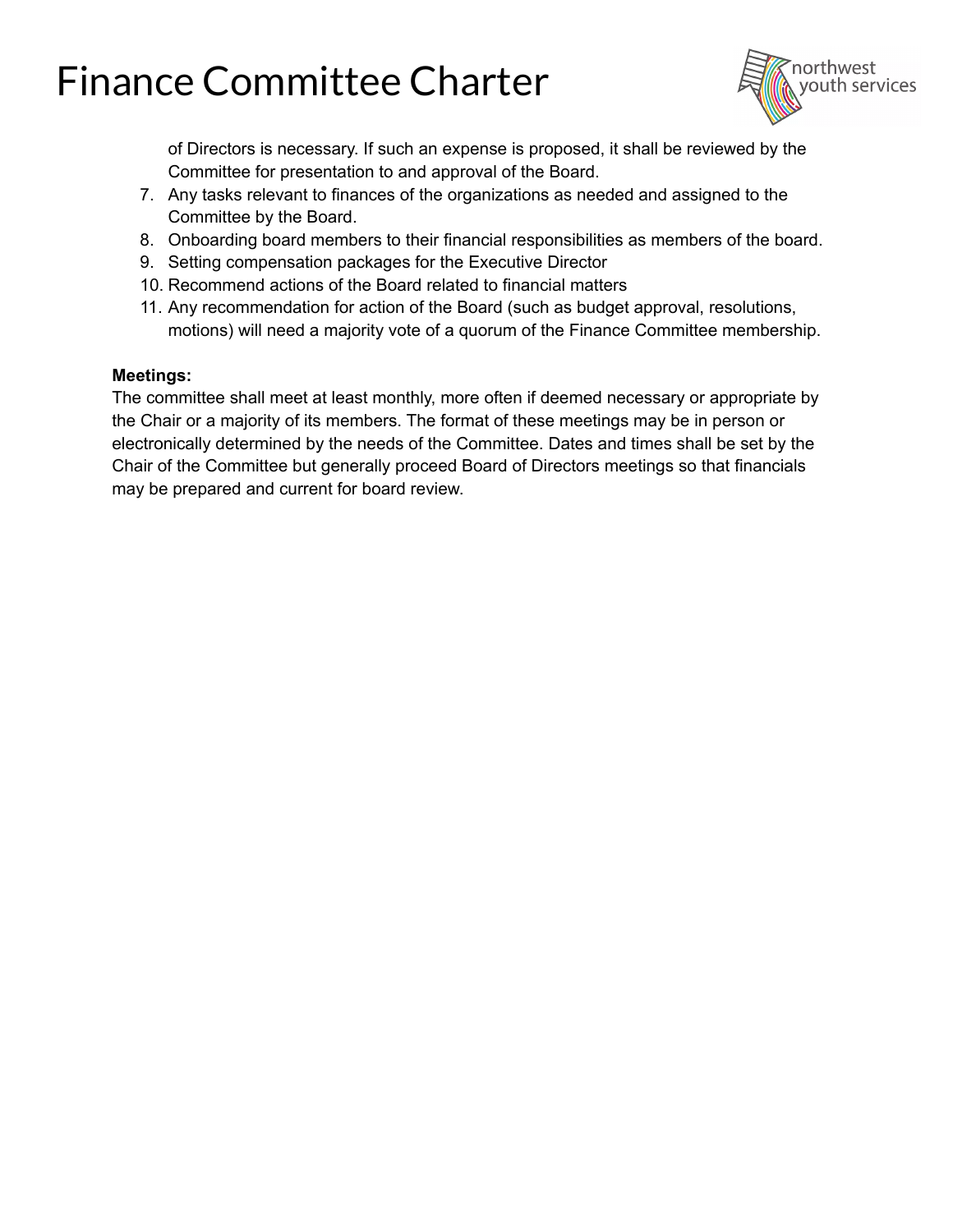of Directors is necessary. If such an expense is proposed, it shall be reviewed by the Committee for presentation to and approval of the Board.

7. Any tasks relevant to finances of the organizations as needed and assigned to the Committee by the Board.
8. Onboarding board members to their financial responsibilities as members of the board.
9. Setting compensation packages for the Executive Director
10. Recommend actions of the Board related to financial matters
11. Any recommendation for action of the Board (such as budget approval, resolutions, motions) will need a majority vote of a quorum of the Finance Committee membership.

**Meetings:**

The committee shall meet at least monthly, more often if deemed necessary or appropriate by the Chair or a majority of its members. The format of these meetings may be in person or electronically determined by the needs of the Committee. Dates and times shall be set by the Chair of the Committee but generally proceed Board of Directors meetings so that financials may be prepared and current for board review.